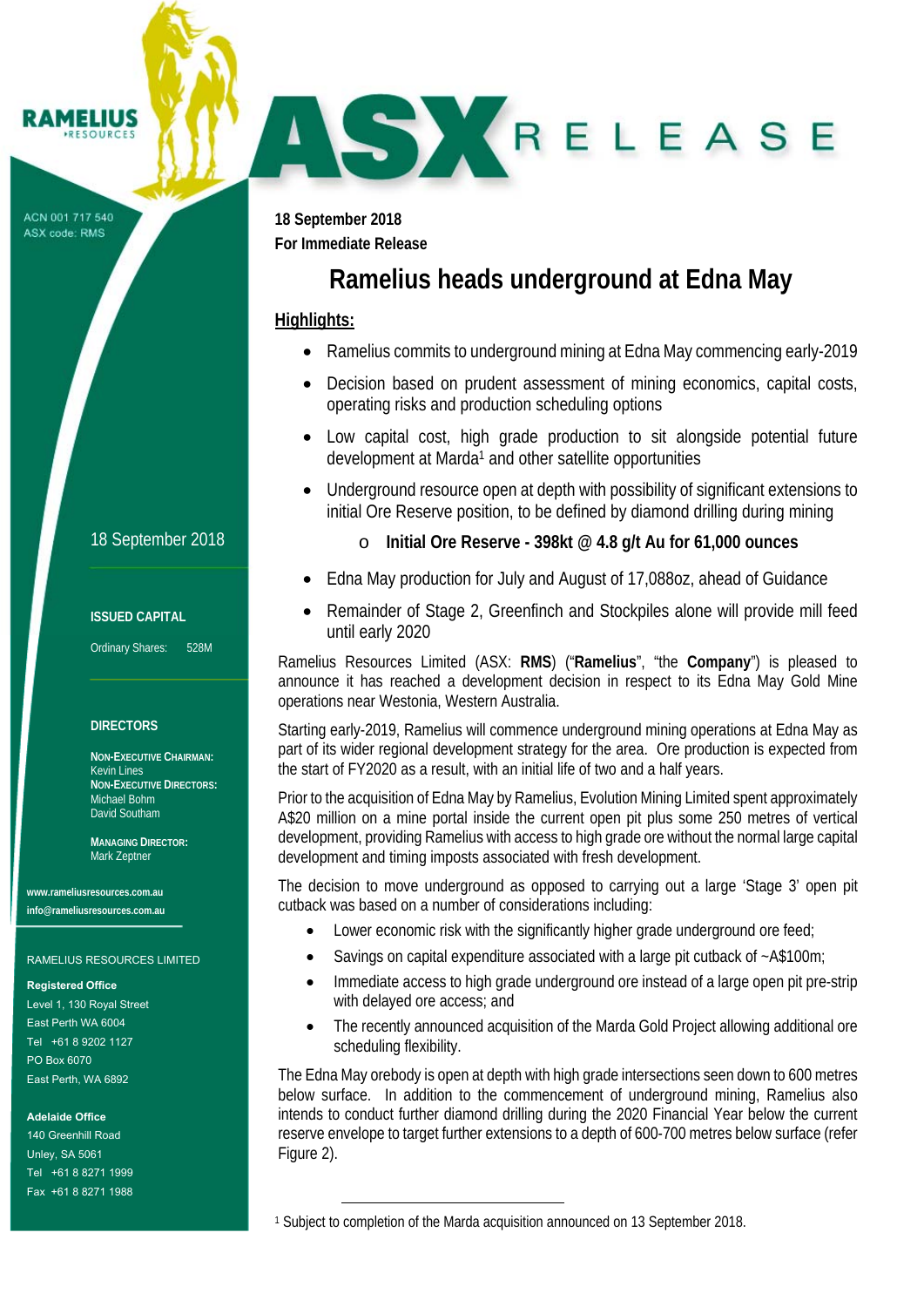RAMELIUS RESOURCES

ASX RELEASE

ACN 001 717 540
ASX code: RMS

18 September 2018

**ISSUED CAPITAL**

Ordinary Shares: 528M

**DIRECTORS**

**Non-Executive Chairman:**
Kevin Lines
**Non-Executive Directors:**
Michael Bohm
David Southam

**Managing Director:**
Mark Zeptner

**www.rameliusresources.com.au**
**info@rameliusresources.com.au**

RAMELIUS RESOURCES LIMITED

**Registered Office**
Level 1, 130 Royal Street
East Perth WA 6004
Tel +61 8 9202 1127
PO Box 6070
East Perth, WA 6892

**Adelaide Office**
140 Greenhill Road
Unley, SA 5061
Tel +61 8 8271 1999
Fax +61 8 8271 1988

**18 September 2018**
**For Immediate Release**

# Ramelius heads underground at Edna May

**Highlights:**

- Ramelius commits to underground mining at Edna May commencing early-2019
- Decision based on prudent assessment of mining economics, capital costs, operating risks and production scheduling options
- Low capital cost, high grade production to sit alongside potential future development at Marda[1] and other satellite opportunities
- Underground resource open at depth with possibility of significant extensions to initial Ore Reserve position, to be defined by diamond drilling during mining
    - **Initial Ore Reserve - 398kt @ 4.8 g/t Au for 61,000 ounces**
- Edna May production for July and August of 17,088oz, ahead of Guidance
- Remainder of Stage 2, Greenfinch and Stockpiles alone will provide mill feed until early 2020

Ramelius Resources Limited (ASX: **RMS**) ("**Ramelius**", "the **Company**") is pleased to announce it has reached a development decision in respect to its Edna May Gold Mine operations near Westonia, Western Australia.

Starting early-2019, Ramelius will commence underground mining operations at Edna May as part of its wider regional development strategy for the area. Ore production is expected from the start of FY2020 as a result, with an initial life of two and a half years.

Prior to the acquisition of Edna May by Ramelius, Evolution Mining Limited spent approximately A$20 million on a mine portal inside the current open pit plus some 250 metres of vertical development, providing Ramelius with access to high grade ore without the normal large capital development and timing imposts associated with fresh development.

The decision to move underground as opposed to carrying out a large 'Stage 3' open pit cutback was based on a number of considerations including:

- Lower economic risk with the significantly higher grade underground ore feed;
- Savings on capital expenditure associated with a large pit cutback of ~A$100m;
- Immediate access to high grade underground ore instead of a large open pit pre-strip with delayed ore access; and
- The recently announced acquisition of the Marda Gold Project allowing additional ore scheduling flexibility.

The Edna May orebody is open at depth with high grade intersections seen down to 600 metres below surface. In addition to the commencement of underground mining, Ramelius also intends to conduct further diamond drilling during the 2020 Financial Year below the current reserve envelope to target further extensions to a depth of 600-700 metres below surface (refer Figure 2).

[1] Subject to completion of the Marda acquisition announced on 13 September 2018.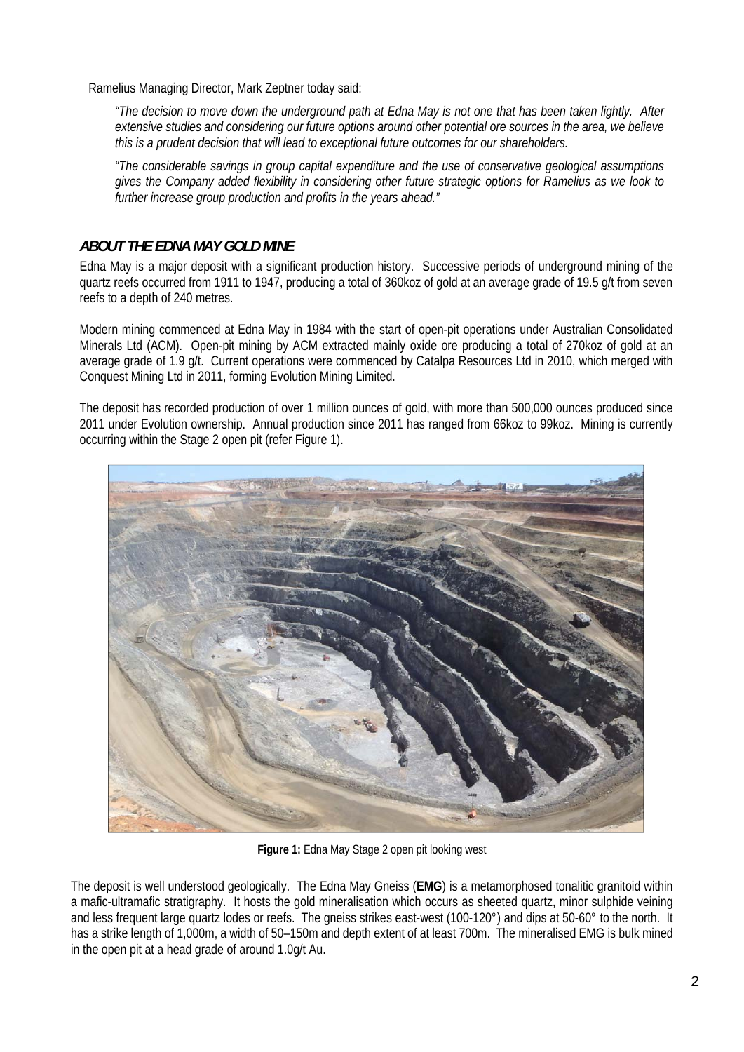Ramelius Managing Director, Mark Zeptner today said:

*"The decision to move down the underground path at Edna May is not one that has been taken lightly. After extensive studies and considering our future options around other potential ore sources in the area, we believe this is a prudent decision that will lead to exceptional future outcomes for our shareholders.*

*"The considerable savings in group capital expenditure and the use of conservative geological assumptions gives the Company added flexibility in considering other future strategic options for Ramelius as we look to further increase group production and profits in the years ahead."*

## ***ABOUT THE EDNA MAY GOLD MINE***

Edna May is a major deposit with a significant production history. Successive periods of underground mining of the quartz reefs occurred from 1911 to 1947, producing a total of 360koz of gold at an average grade of 19.5 g/t from seven reefs to a depth of 240 metres.

Modern mining commenced at Edna May in 1984 with the start of open-pit operations under Australian Consolidated Minerals Ltd (ACM). Open-pit mining by ACM extracted mainly oxide ore producing a total of 270koz of gold at an average grade of 1.9 g/t. Current operations were commenced by Catalpa Resources Ltd in 2010, which merged with Conquest Mining Ltd in 2011, forming Evolution Mining Limited.

The deposit has recorded production of over 1 million ounces of gold, with more than 500,000 ounces produced since 2011 under Evolution ownership. Annual production since 2011 has ranged from 66koz to 99koz. Mining is currently occurring within the Stage 2 open pit (refer Figure 1).

**Figure 1:** Edna May Stage 2 open pit looking west

The deposit is well understood geologically. The Edna May Gneiss (**EMG**) is a metamorphosed tonalitic granitoid within a mafic-ultramafic stratigraphy. It hosts the gold mineralisation which occurs as sheeted quartz, minor sulphide veining and less frequent large quartz lodes or reefs. The gneiss strikes east-west (100-120°) and dips at 50-60° to the north. It has a strike length of 1,000m, a width of 50–150m and depth extent of at least 700m. The mineralised EMG is bulk mined in the open pit at a head grade of around 1.0g/t Au.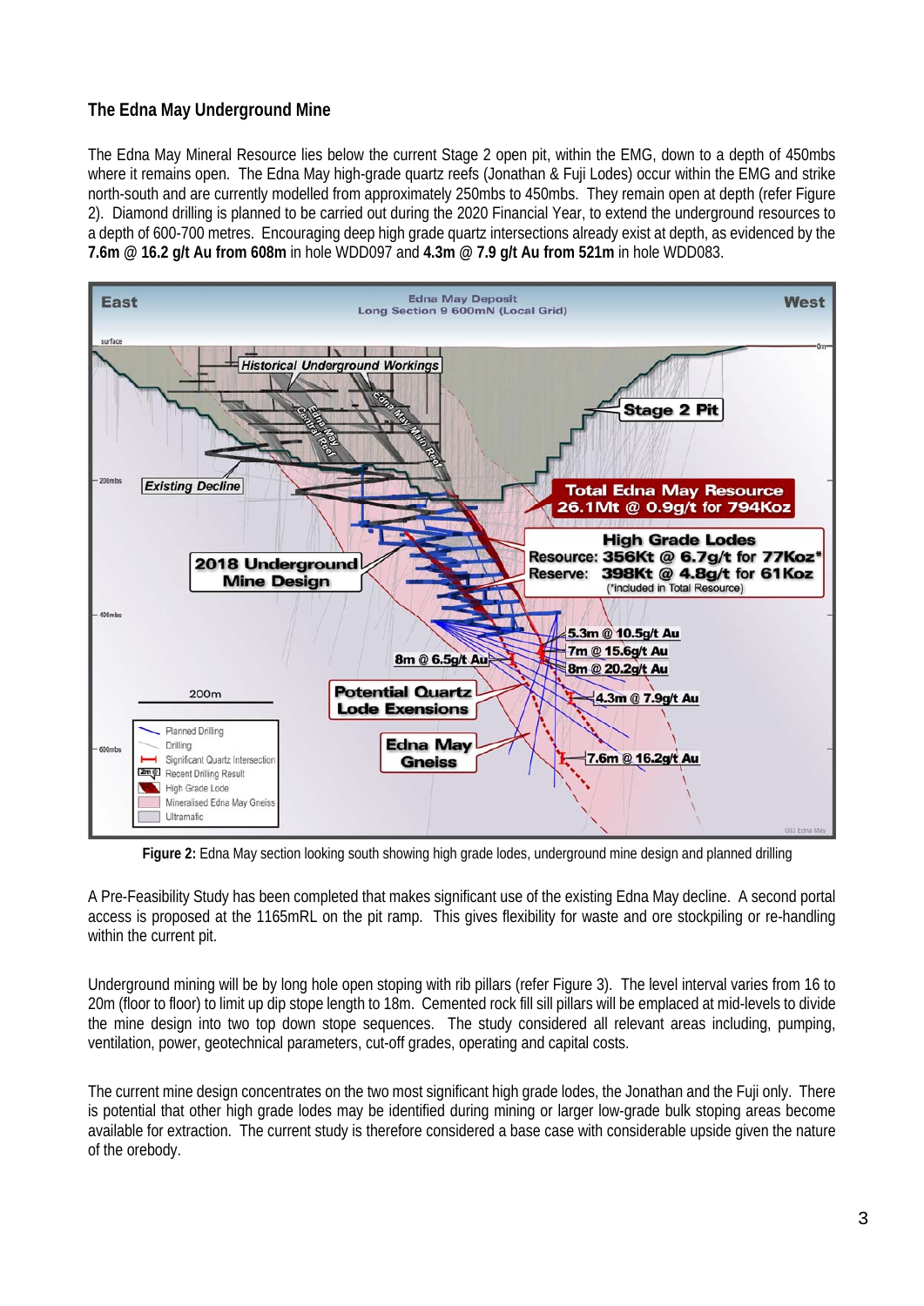### The Edna May Underground Mine

The Edna May Mineral Resource lies below the current Stage 2 open pit, within the EMG, down to a depth of 450mbs where it remains open. The Edna May high-grade quartz reefs (Jonathan & Fuji Lodes) occur within the EMG and strike north-south and are currently modelled from approximately 250mbs to 450mbs. They remain open at depth (refer Figure 2). Diamond drilling is planned to be carried out during the 2020 Financial Year, to extend the underground resources to a depth of 600-700 metres. Encouraging deep high grade quartz intersections already exist at depth, as evidenced by the **7.6m @ 16.2 g/t Au from 608m** in hole WDD097 and **4.3m @ 7.9 g/t Au from 521m** in hole WDD083.

**Figure 2:** Edna May section looking south showing high grade lodes, underground mine design and planned drilling

A Pre-Feasibility Study has been completed that makes significant use of the existing Edna May decline. A second portal access is proposed at the 1165mRL on the pit ramp. This gives flexibility for waste and ore stockpiling or re-handling within the current pit.

Underground mining will be by long hole open stoping with rib pillars (refer Figure 3). The level interval varies from 16 to 20m (floor to floor) to limit up dip stope length to 18m. Cemented rock fill sill pillars will be emplaced at mid-levels to divide the mine design into two top down stope sequences. The study considered all relevant areas including, pumping, ventilation, power, geotechnical parameters, cut-off grades, operating and capital costs.

The current mine design concentrates on the two most significant high grade lodes, the Jonathan and the Fuji only. There is potential that other high grade lodes may be identified during mining or larger low-grade bulk stoping areas become available for extraction. The current study is therefore considered a base case with considerable upside given the nature of the orebody.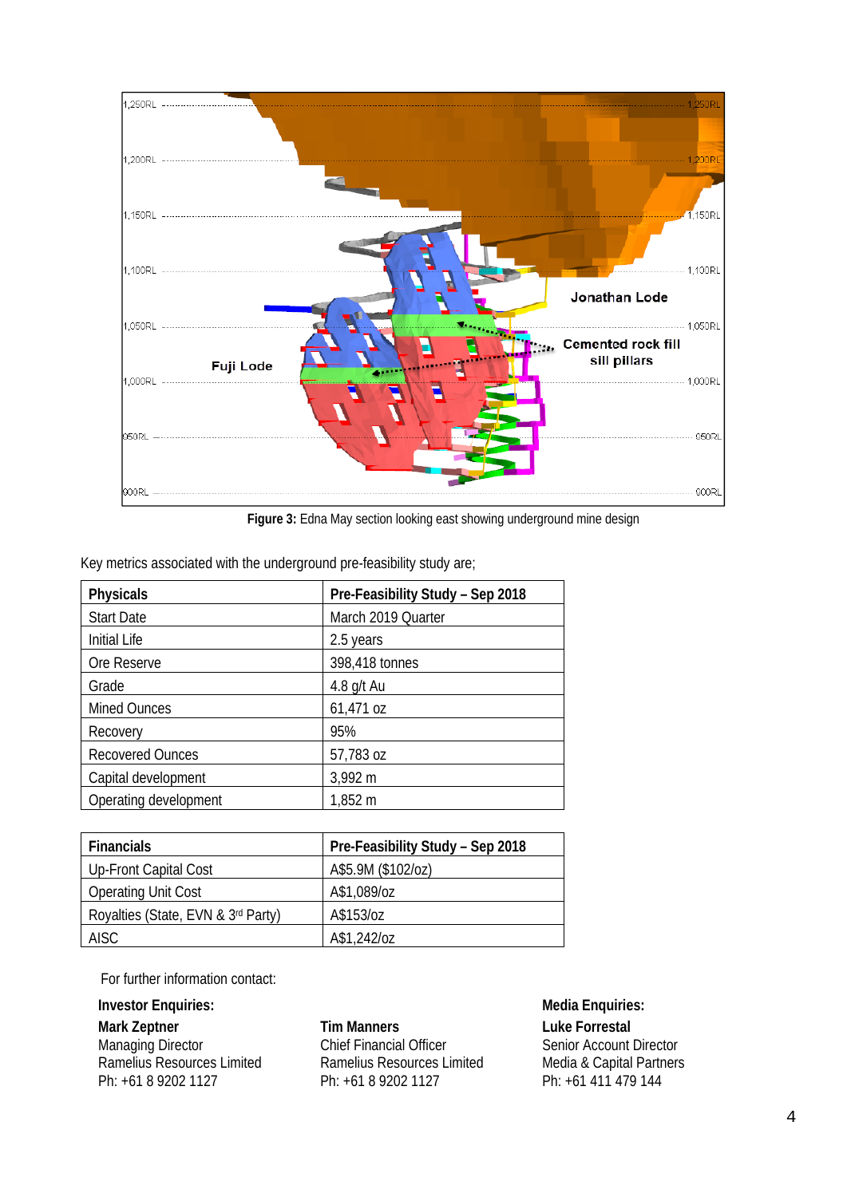**Figure 3:** Edna May section looking east showing underground mine design

Key metrics associated with the underground pre-feasibility study are;

| Physicals | Pre-Feasibility Study – Sep 2018 |
|---|---|
| Start Date | March 2019 Quarter |
| Initial Life | 2.5 years |
| Ore Reserve | 398,418 tonnes |
| Grade | 4.8 g/t Au |
| Mined Ounces | 61,471 oz |
| Recovery | 95% |
| Recovered Ounces | 57,783 oz |
| Capital development | 3,992 m |
| Operating development | 1,852 m |

| Financials | Pre-Feasibility Study – Sep 2018 |
|---|---|
| Up-Front Capital Cost | A$5.9M ($102/oz) |
| Operating Unit Cost | A$1,089/oz |
| Royalties (State, EVN & 3rd Party) | A$153/oz |
| AISC | A$1,242/oz |

For further information contact:

**Investor Enquiries:**

**Mark Zeptner**
Managing Director
Ramelius Resources Limited
Ph: +61 8 9202 1127

**Tim Manners**
Chief Financial Officer
Ramelius Resources Limited
Ph: +61 8 9202 1127

**Media Enquiries:**

**Luke Forrestal**
Senior Account Director
Media & Capital Partners
Ph: +61 411 479 144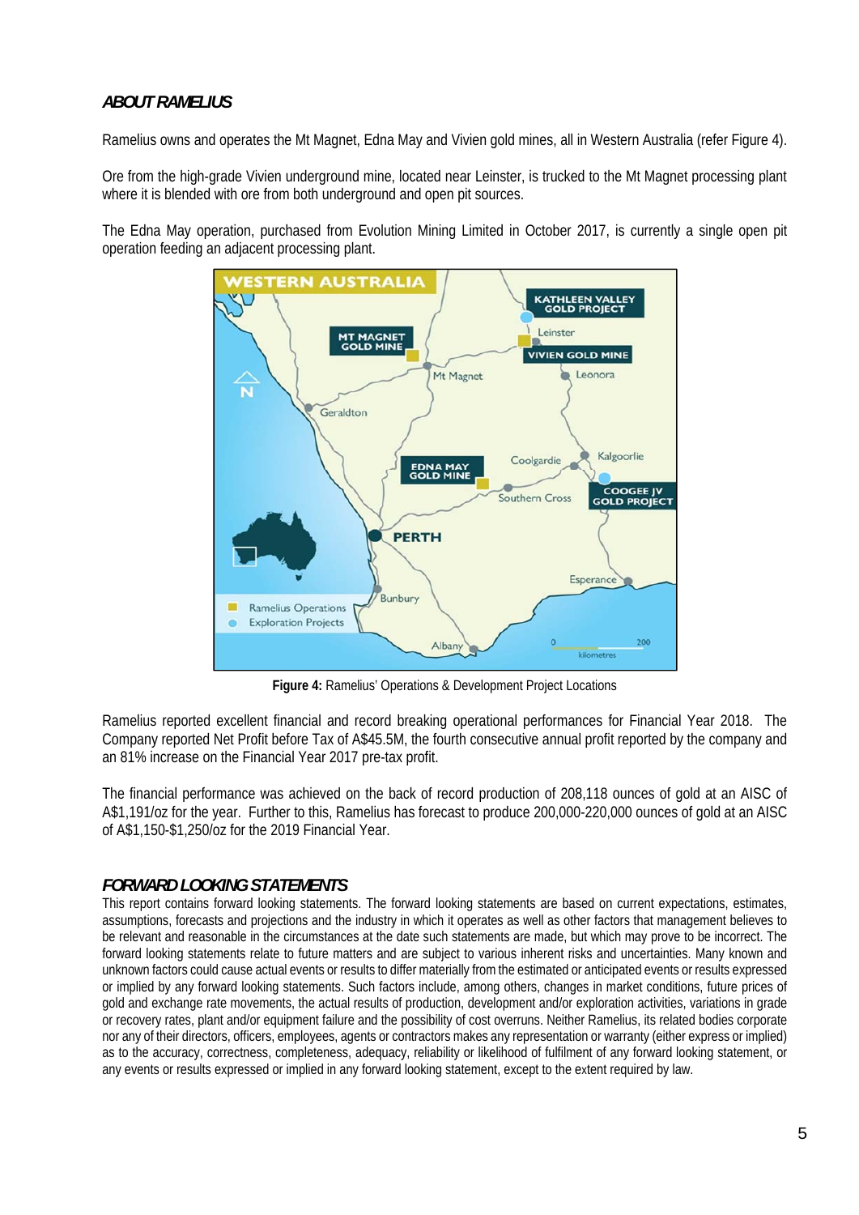## ABOUT RAMELIUS

Ramelius owns and operates the Mt Magnet, Edna May and Vivien gold mines, all in Western Australia (refer Figure 4).

Ore from the high-grade Vivien underground mine, located near Leinster, is trucked to the Mt Magnet processing plant where it is blended with ore from both underground and open pit sources.

The Edna May operation, purchased from Evolution Mining Limited in October 2017, is currently a single open pit operation feeding an adjacent processing plant.

WESTERN AUSTRALIA
KATHLEEN VALLEY GOLD PROJECT
Leinster
MT MAGNET GOLD MINE
VIVIEN GOLD MINE
Mt Magnet
Leonora
N
Geraldton
EDNA MAY GOLD MINE
Coolgardie
Kalgoorlie
Southern Cross
COOGEE JV GOLD PROJECT
PERTH
Esperance
Bunbury
Ramelius Operations
Exploration Projects
Albany
0
200
kilometres

**Figure 4:** Ramelius' Operations & Development Project Locations

Ramelius reported excellent financial and record breaking operational performances for Financial Year 2018. The Company reported Net Profit before Tax of A$45.5M, the fourth consecutive annual profit reported by the company and an 81% increase on the Financial Year 2017 pre-tax profit.

The financial performance was achieved on the back of record production of 208,118 ounces of gold at an AISC of A$1,191/oz for the year. Further to this, Ramelius has forecast to produce 200,000-220,000 ounces of gold at an AISC of A$1,150-$1,250/oz for the 2019 Financial Year.

## FORWARD LOOKING STATEMENTS

This report contains forward looking statements. The forward looking statements are based on current expectations, estimates, assumptions, forecasts and projections and the industry in which it operates as well as other factors that management believes to be relevant and reasonable in the circumstances at the date such statements are made, but which may prove to be incorrect. The forward looking statements relate to future matters and are subject to various inherent risks and uncertainties. Many known and unknown factors could cause actual events or results to differ materially from the estimated or anticipated events or results expressed or implied by any forward looking statements. Such factors include, among others, changes in market conditions, future prices of gold and exchange rate movements, the actual results of production, development and/or exploration activities, variations in grade or recovery rates, plant and/or equipment failure and the possibility of cost overruns. Neither Ramelius, its related bodies corporate nor any of their directors, officers, employees, agents or contractors makes any representation or warranty (either express or implied) as to the accuracy, correctness, completeness, adequacy, reliability or likelihood of fulfilment of any forward looking statement, or any events or results expressed or implied in any forward looking statement, except to the extent required by law.